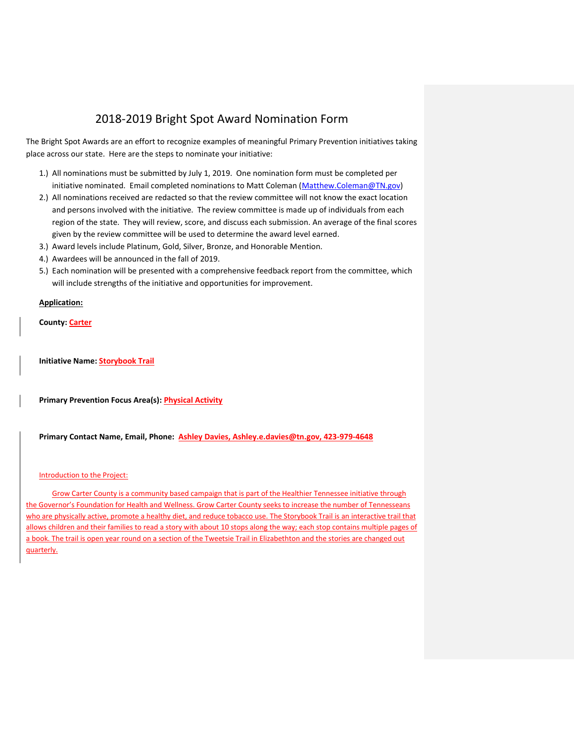# 2018-2019 Bright Spot Award Nomination Form

The Bright Spot Awards are an effort to recognize examples of meaningful Primary Prevention initiatives taking place across our state. Here are the steps to nominate your initiative:

1.) All nominations must be submitted by July 1, 2019. One nomination form must be completed per initiative nominated. Email completed nominations to Matt Coleman (Matthew.Coleman@TN.gov)
2.) All nominations received are redacted so that the review committee will not know the exact location and persons involved with the initiative. The review committee is made up of individuals from each region of the state. They will review, score, and discuss each submission. An average of the final scores given by the review committee will be used to determine the award level earned.
3.) Award levels include Platinum, Gold, Silver, Bronze, and Honorable Mention.
4.) Awardees will be announced in the fall of 2019.
5.) Each nomination will be presented with a comprehensive feedback report from the committee, which will include strengths of the initiative and opportunities for improvement.

**Application:**

**County:** **Carter**

**Initiative Name:** **Storybook Trail**

**Primary Prevention Focus Area(s):** **Physical Activity**

**Primary Contact Name, Email, Phone:** **Ashley Davies, Ashley.e.davies@tn.gov, 423-979-4648**

Introduction to the Project:

Grow Carter County is a community based campaign that is part of the Healthier Tennessee initiative through the Governor's Foundation for Health and Wellness. Grow Carter County seeks to increase the number of Tennesseans who are physically active, promote a healthy diet, and reduce tobacco use. The Storybook Trail is an interactive trail that allows children and their families to read a story with about 10 stops along the way; each stop contains multiple pages of a book. The trail is open year round on a section of the Tweetsie Trail in Elizabethton and the stories are changed out quarterly.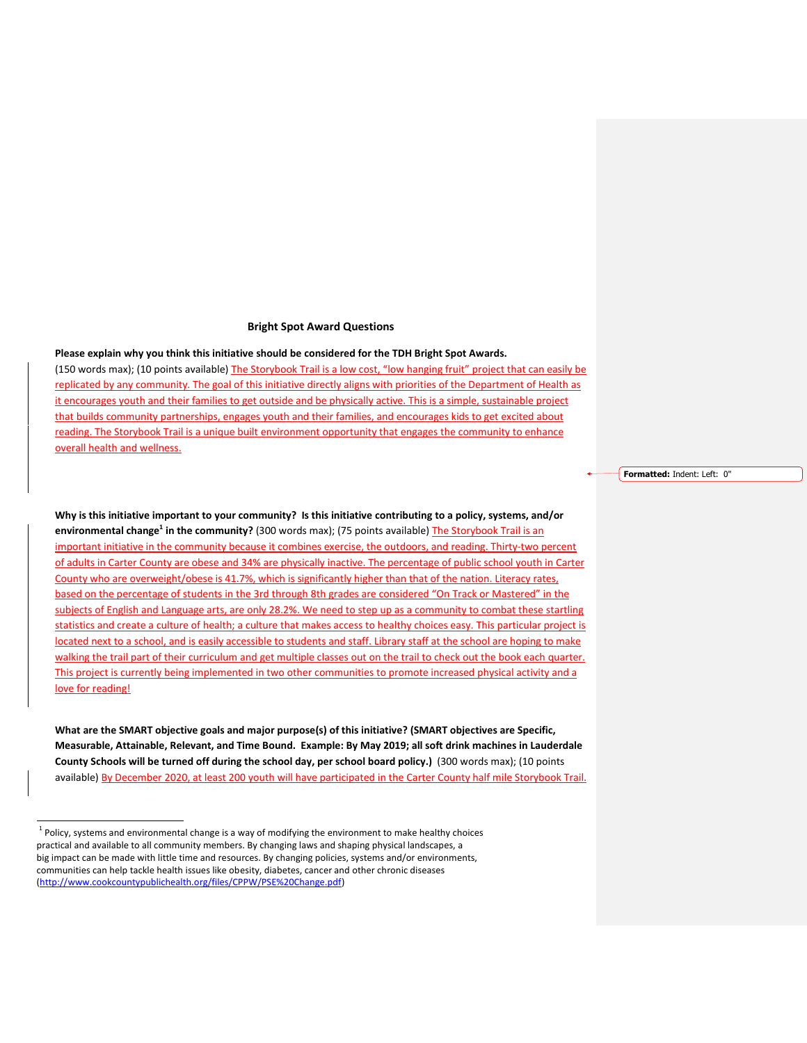## Bright Spot Award Questions

**Please explain why you think this initiative should be considered for the TDH Bright Spot Awards.** (150 words max); (10 points available) The Storybook Trail is a low cost, "low hanging fruit" project that can easily be replicated by any community. The goal of this initiative directly aligns with priorities of the Department of Health as it encourages youth and their families to get outside and be physically active. This is a simple, sustainable project that builds community partnerships, engages youth and their families, and encourages kids to get excited about reading. The Storybook Trail is a unique built environment opportunity that engages the community to enhance overall health and wellness.

**Why is this initiative important to your community? Is this initiative contributing to a policy, systems, and/or environmental change[1] in the community?** (300 words max); (75 points available) The Storybook Trail is an important initiative in the community because it combines exercise, the outdoors, and reading. Thirty-two percent of adults in Carter County are obese and 34% are physically inactive. The percentage of public school youth in Carter County who are overweight/obese is 41.7%, which is significantly higher than that of the nation. Literacy rates, based on the percentage of students in the 3rd through 8th grades are considered "On Track or Mastered" in the subjects of English and Language arts, are only 28.2%. We need to step up as a community to combat these startling statistics and create a culture of health; a culture that makes access to healthy choices easy. This particular project is located next to a school, and is easily accessible to students and staff. Library staff at the school are hoping to make walking the trail part of their curriculum and get multiple classes out on the trail to check out the book each quarter. This project is currently being implemented in two other communities to promote increased physical activity and a love for reading!

**What are the SMART objective goals and major purpose(s) of this initiative? (SMART objectives are Specific, Measurable, Attainable, Relevant, and Time Bound. Example: By May 2019; all soft drink machines in Lauderdale County Schools will be turned off during the school day, per school board policy.)** (300 words max); (10 points available) By December 2020, at least 200 youth will have participated in the Carter County half mile Storybook Trail.

---

[1] Policy, systems and environmental change is a way of modifying the environment to make healthy choices practical and available to all community members. By changing laws and shaping physical landscapes, a big impact can be made with little time and resources. By changing policies, systems and/or environments, communities can help tackle health issues like obesity, diabetes, cancer and other chronic diseases (http://www.cookcountypublichealth.org/files/CPPW/PSE%20Change.pdf)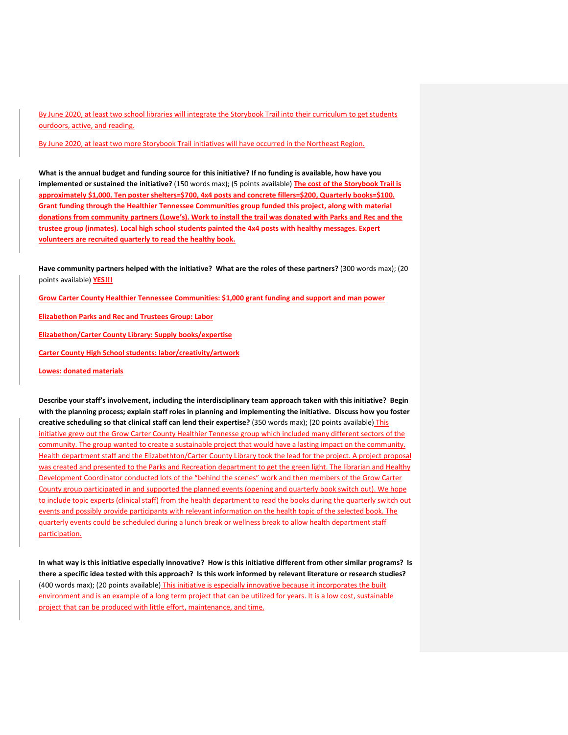By June 2020, at least two school libraries will integrate the Storybook Trail into their curriculum to get students ourdoors, active, and reading.

By June 2020, at least two more Storybook Trail initiatives will have occurred in the Northeast Region.

**What is the annual budget and funding source for this initiative? If no funding is available, how have you implemented or sustained the initiative?** (150 words max); (5 points available) **The cost of the Storybook Trail is approximately $1,000. Ten poster shelters=$700, 4x4 posts and concrete fillers=$200, Quarterly books=$100. Grant funding through the Healthier Tennessee Communities group funded this project, along with material donations from community partners (Lowe's). Work to install the trail was donated with Parks and Rec and the trustee group (inmates). Local high school students painted the 4x4 posts with healthy messages. Expert volunteers are recruited quarterly to read the healthy book.**

**Have community partners helped with the initiative? What are the roles of these partners?** (300 words max); (20 points available) **YES!!!**

**Grow Carter County Healthier Tennessee Communities: $1,000 grant funding and support and man power**

**Elizabethon Parks and Rec and Trustees Group: Labor**

**Elizabethon/Carter County Library: Supply books/expertise**

**Carter County High School students: labor/creativity/artwork**

**Lowes: donated materials**

**Describe your staff's involvement, including the interdisciplinary team approach taken with this initiative? Begin with the planning process; explain staff roles in planning and implementing the initiative. Discuss how you foster creative scheduling so that clinical staff can lend their expertise?** (350 words max); (20 points available) This initiative grew out the Grow Carter County Healthier Tennesse group which included many different sectors of the community. The group wanted to create a sustainable project that would have a lasting impact on the community. Health department staff and the Elizabethton/Carter County Library took the lead for the project. A project proposal was created and presented to the Parks and Recreation department to get the green light. The librarian and Healthy Development Coordinator conducted lots of the "behind the scenes" work and then members of the Grow Carter County group participated in and supported the planned events (opening and quarterly book switch out). We hope to include topic experts (clinical staff) from the health department to read the books during the quarterly switch out events and possibly provide participants with relevant information on the health topic of the selected book. The quarterly events could be scheduled during a lunch break or wellness break to allow health department staff participation.

**In what way is this initiative especially innovative? How is this initiative different from other similar programs? Is there a specific idea tested with this approach? Is this work informed by relevant literature or research studies?** (400 words max); (20 points available) This initiative is especially innovative because it incorporates the built environment and is an example of a long term project that can be utilized for years. It is a low cost, sustainable project that can be produced with little effort, maintenance, and time.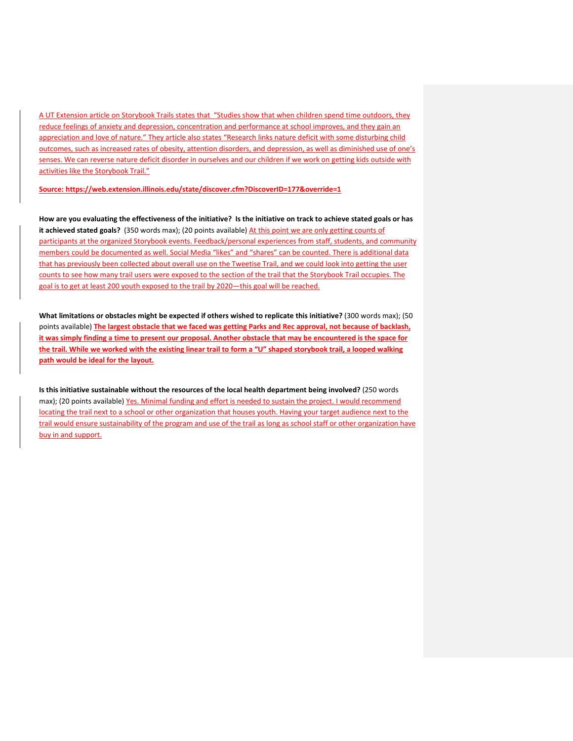A UT Extension article on Storybook Trails states that "Studies show that when children spend time outdoors, they reduce feelings of anxiety and depression, concentration and performance at school improves, and they gain an appreciation and love of nature." They article also states "Research links nature deficit with some disturbing child outcomes, such as increased rates of obesity, attention disorders, and depression, as well as diminished use of one's senses. We can reverse nature deficit disorder in ourselves and our children if we work on getting kids outside with activities like the Storybook Trail."

**Source: https://web.extension.illinois.edu/state/discover.cfm?DiscoverID=177&override=1**

**How are you evaluating the effectiveness of the initiative? Is the initiative on track to achieve stated goals or has it achieved stated goals?** (350 words max); (20 points available) At this point we are only getting counts of participants at the organized Storybook events. Feedback/personal experiences from staff, students, and community members could be documented as well. Social Media "likes" and "shares" can be counted. There is additional data that has previously been collected about overall use on the Tweetise Trail, and we could look into getting the user counts to see how many trail users were exposed to the section of the trail that the Storybook Trail occupies. The goal is to get at least 200 youth exposed to the trail by 2020—this goal will be reached.

**What limitations or obstacles might be expected if others wished to replicate this initiative?** (300 words max); (50 points available) **The largest obstacle that we faced was getting Parks and Rec approval, not because of backlash, it was simply finding a time to present our proposal. Another obstacle that may be encountered is the space for the trail. While we worked with the existing linear trail to form a "U" shaped storybook trail, a looped walking path would be ideal for the layout.**

**Is this initiative sustainable without the resources of the local health department being involved?** (250 words max); (20 points available) Yes. Minimal funding and effort is needed to sustain the project. I would recommend locating the trail next to a school or other organization that houses youth. Having your target audience next to the trail would ensure sustainability of the program and use of the trail as long as school staff or other organization have buy in and support.